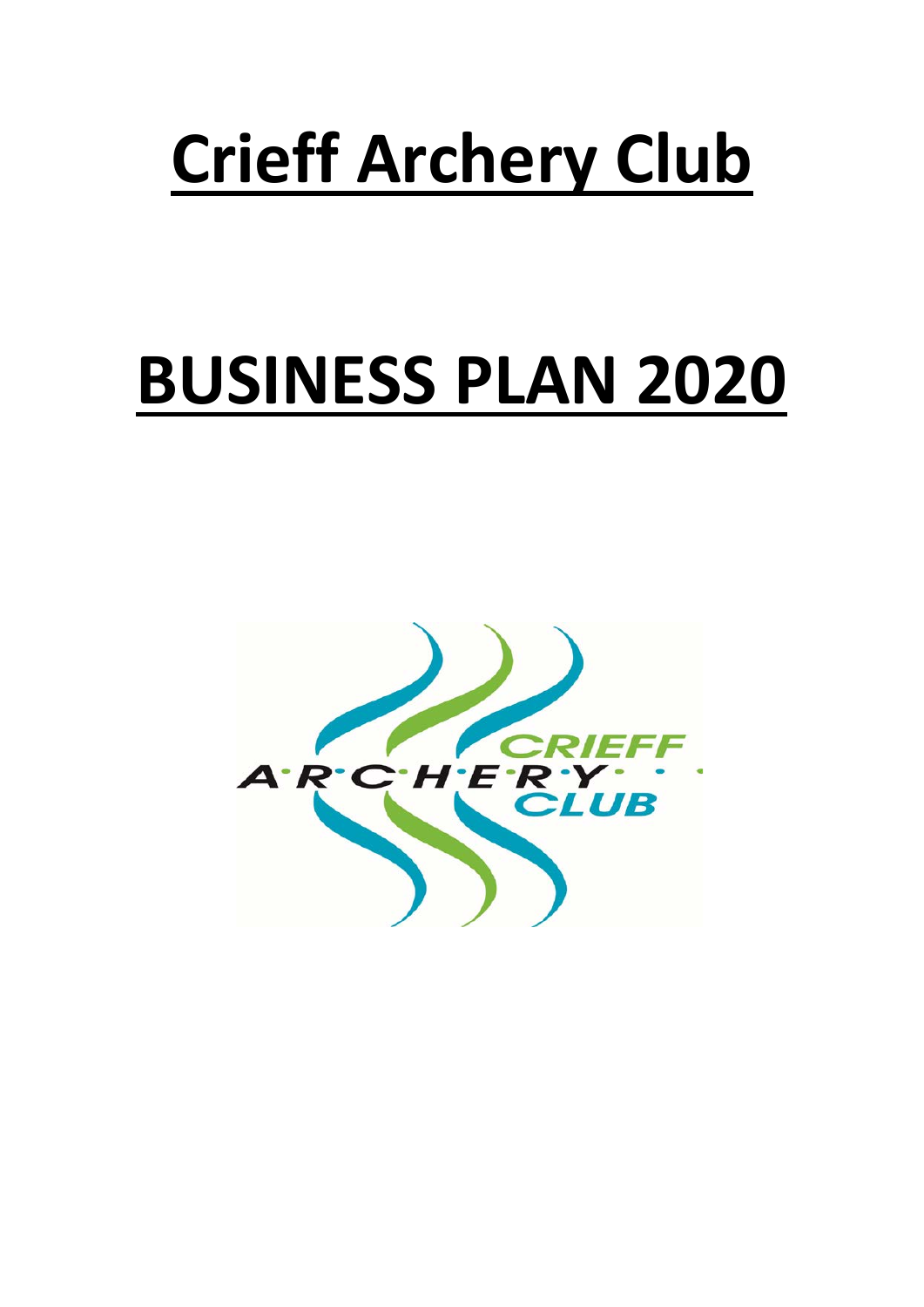# Crieff Archery Club

# BUSINESS PLAN 2020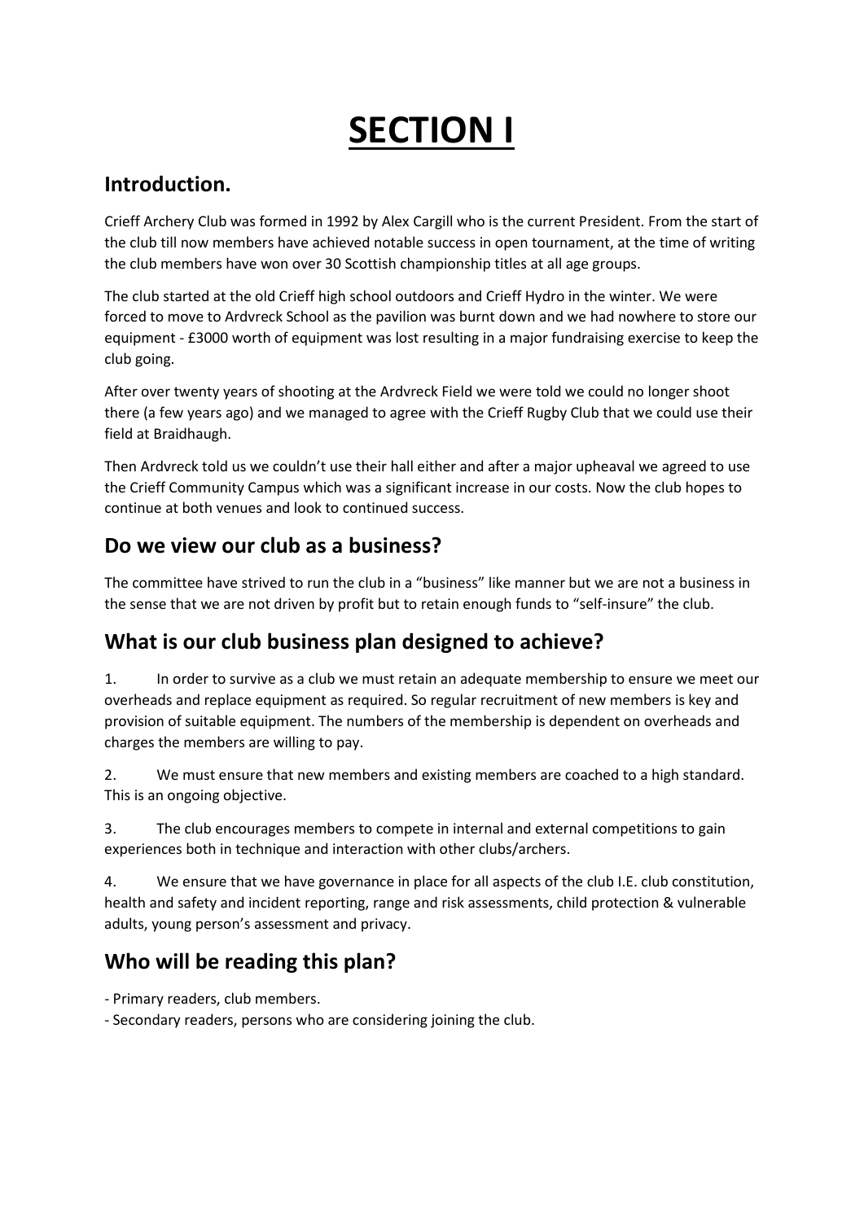# SECTION I

## Introduction.

Crieff Archery Club was formed in 1992 by Alex Cargill who is the current President. From the start of the club till now members have achieved notable success in open tournament, at the time of writing the club members have won over 30 Scottish championship titles at all age groups.

The club started at the old Crieff high school outdoors and Crieff Hydro in the winter. We were forced to move to Ardvreck School as the pavilion was burnt down and we had nowhere to store our equipment - £3000 worth of equipment was lost resulting in a major fundraising exercise to keep the club going.

After over twenty years of shooting at the Ardvreck Field we were told we could no longer shoot there (a few years ago) and we managed to agree with the Crieff Rugby Club that we could use their field at Braidhaugh.

Then Ardvreck told us we couldn't use their hall either and after a major upheaval we agreed to use the Crieff Community Campus which was a significant increase in our costs. Now the club hopes to continue at both venues and look to continued success.

## Do we view our club as a business?

The committee have strived to run the club in a "business" like manner but we are not a business in the sense that we are not driven by profit but to retain enough funds to "self-insure" the club.

## What is our club business plan designed to achieve?

1. In order to survive as a club we must retain an adequate membership to ensure we meet our overheads and replace equipment as required. So regular recruitment of new members is key and provision of suitable equipment. The numbers of the membership is dependent on overheads and charges the members are willing to pay.

2. We must ensure that new members and existing members are coached to a high standard. This is an ongoing objective.

3. The club encourages members to compete in internal and external competitions to gain experiences both in technique and interaction with other clubs/archers.

4. We ensure that we have governance in place for all aspects of the club I.E. club constitution, health and safety and incident reporting, range and risk assessments, child protection & vulnerable adults, young person's assessment and privacy.

## Who will be reading this plan?

- Primary readers, club members.
- Secondary readers, persons who are considering joining the club.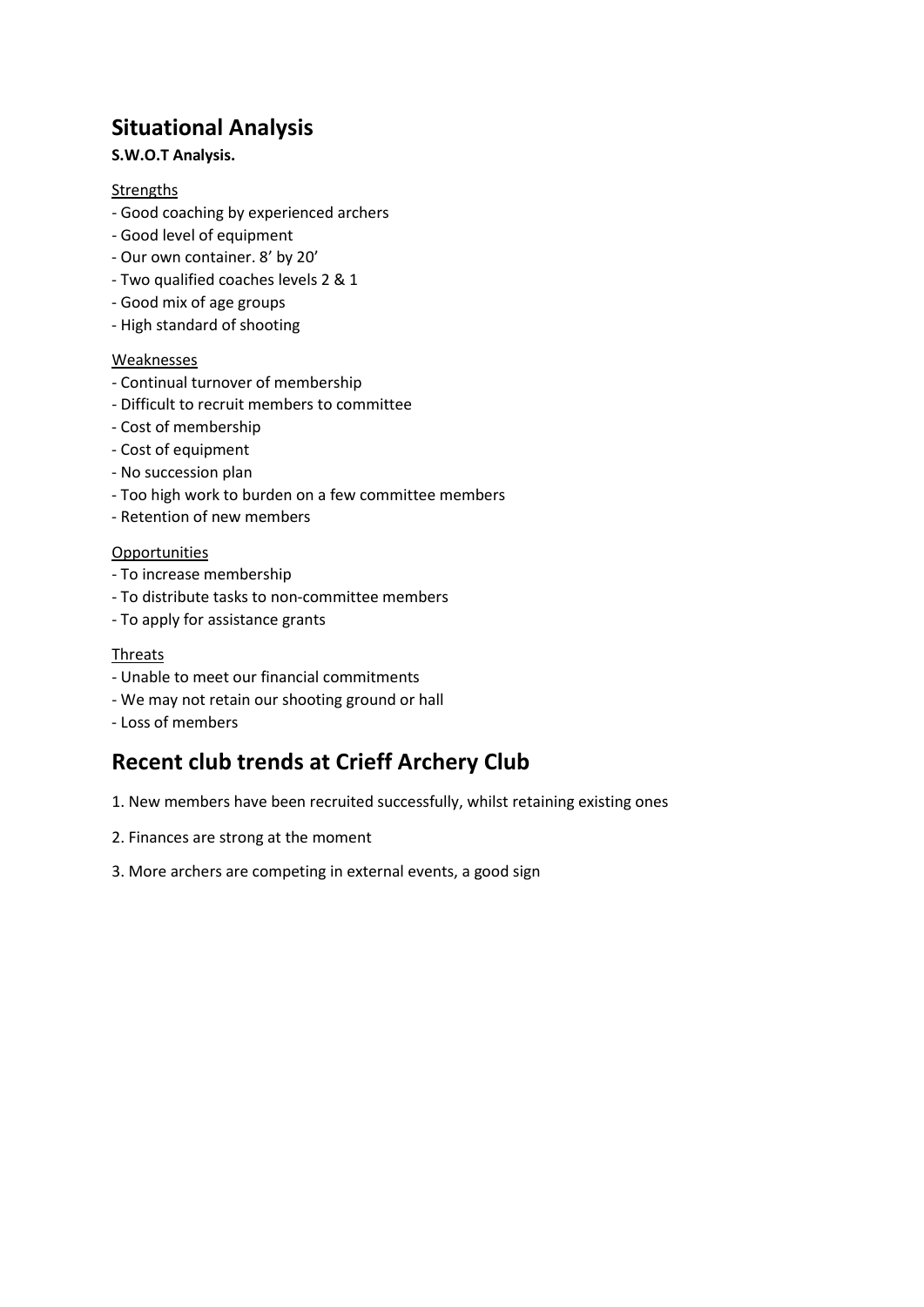## Situational Analysis

**S.W.O.T Analysis.**

<u>Strengths</u>

- Good coaching by experienced archers
- Good level of equipment
- Our own container. 8' by 20'
- Two qualified coaches levels 2 & 1
- Good mix of age groups
- High standard of shooting

<u>Weaknesses</u>

- Continual turnover of membership
- Difficult to recruit members to committee
- Cost of membership
- Cost of equipment
- No succession plan
- Too high work to burden on a few committee members
- Retention of new members

<u>Opportunities</u>

- To increase membership
- To distribute tasks to non-committee members
- To apply for assistance grants

<u>Threats</u>

- Unable to meet our financial commitments
- We may not retain our shooting ground or hall
- Loss of members

## Recent club trends at Crieff Archery Club

1. New members have been recruited successfully, whilst retaining existing ones

2. Finances are strong at the moment

3. More archers are competing in external events, a good sign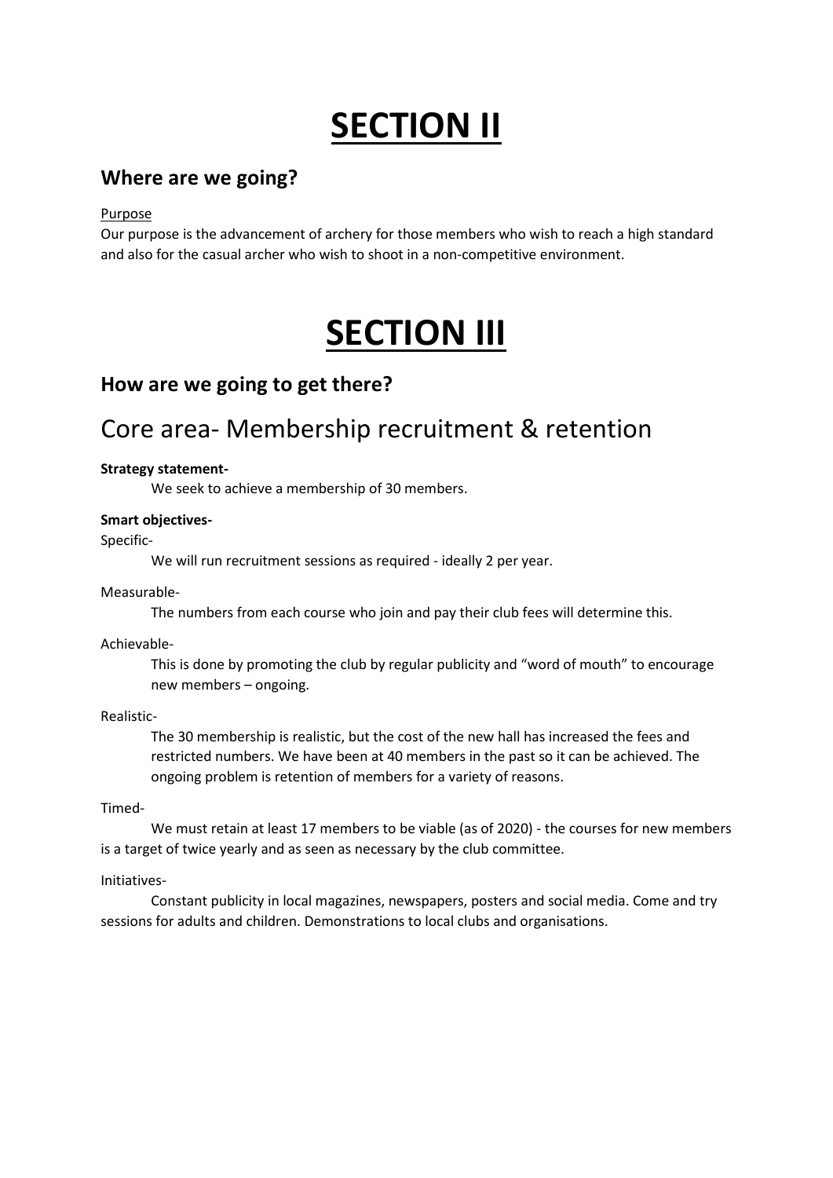# SECTION II

### Where are we going?

Purpose

Our purpose is the advancement of archery for those members who wish to reach a high standard and also for the casual archer who wish to shoot in a non-competitive environment.

# SECTION III

### How are we going to get there?

## Core area- Membership recruitment & retention

**Strategy statement-**

We seek to achieve a membership of 30 members.

**Smart objectives-**

Specific-

We will run recruitment sessions as required - ideally 2 per year.

Measurable-

The numbers from each course who join and pay their club fees will determine this.

Achievable-

This is done by promoting the club by regular publicity and "word of mouth" to encourage new members – ongoing.

Realistic-

The 30 membership is realistic, but the cost of the new hall has increased the fees and restricted numbers. We have been at 40 members in the past so it can be achieved. The ongoing problem is retention of members for a variety of reasons.

Timed-

We must retain at least 17 members to be viable (as of 2020) - the courses for new members is a target of twice yearly and as seen as necessary by the club committee.

Initiatives-

Constant publicity in local magazines, newspapers, posters and social media. Come and try sessions for adults and children. Demonstrations to local clubs and organisations.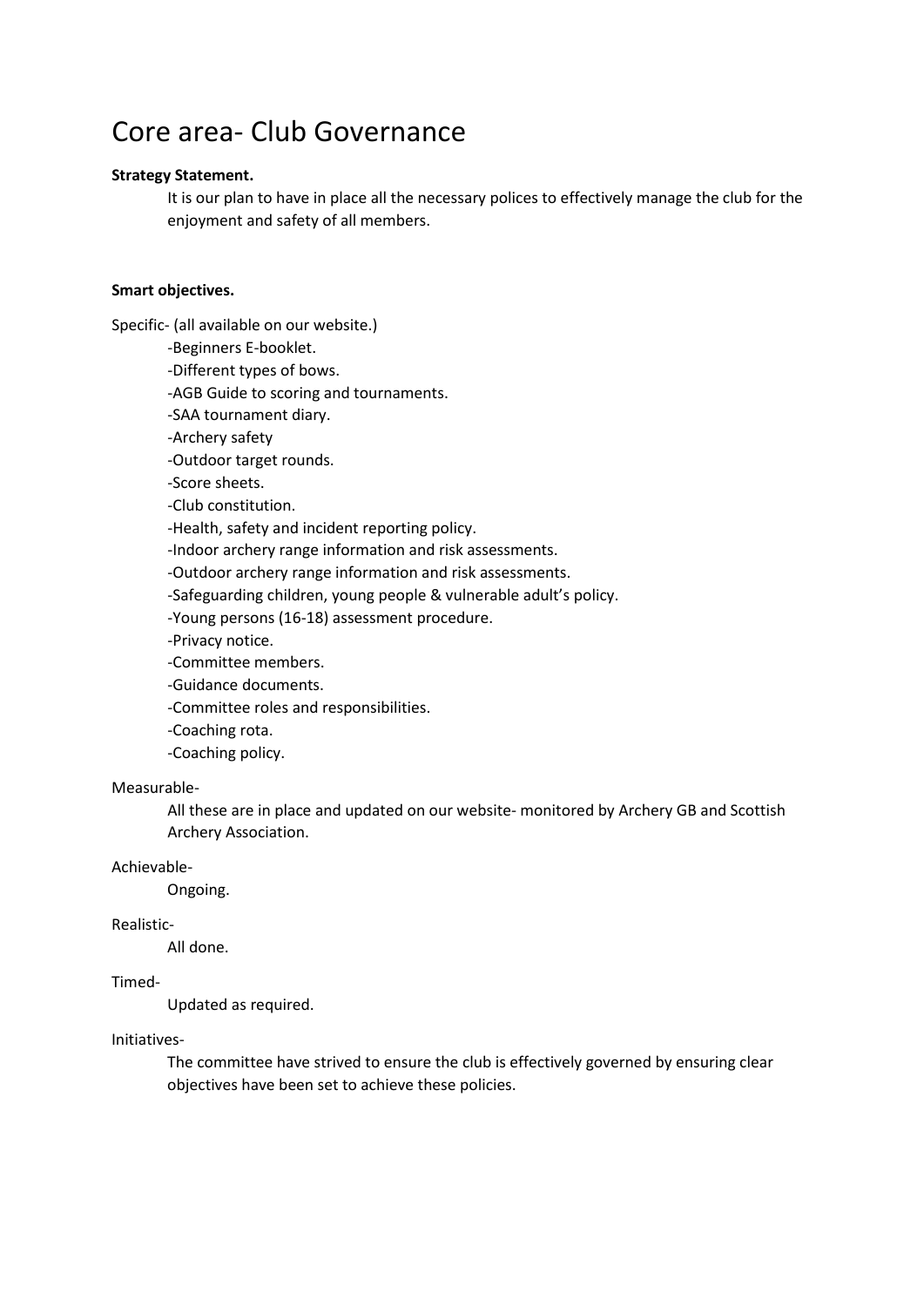# Core area- Club Governance

**Strategy Statement.**

It is our plan to have in place all the necessary polices to effectively manage the club for the enjoyment and safety of all members.

**Smart objectives.**

Specific- (all available on our website.)

-Beginners E-booklet.
-Different types of bows.
-AGB Guide to scoring and tournaments.
-SAA tournament diary.
-Archery safety
-Outdoor target rounds.
-Score sheets.
-Club constitution.
-Health, safety and incident reporting policy.
-Indoor archery range information and risk assessments.
-Outdoor archery range information and risk assessments.
-Safeguarding children, young people & vulnerable adult's policy.
-Young persons (16-18) assessment procedure.
-Privacy notice.
-Committee members.
-Guidance documents.
-Committee roles and responsibilities.
-Coaching rota.
-Coaching policy.

Measurable-

All these are in place and updated on our website- monitored by Archery GB and Scottish Archery Association.

Achievable-

Ongoing.

Realistic-

All done.

Timed-

Updated as required.

Initiatives-

The committee have strived to ensure the club is effectively governed by ensuring clear objectives have been set to achieve these policies.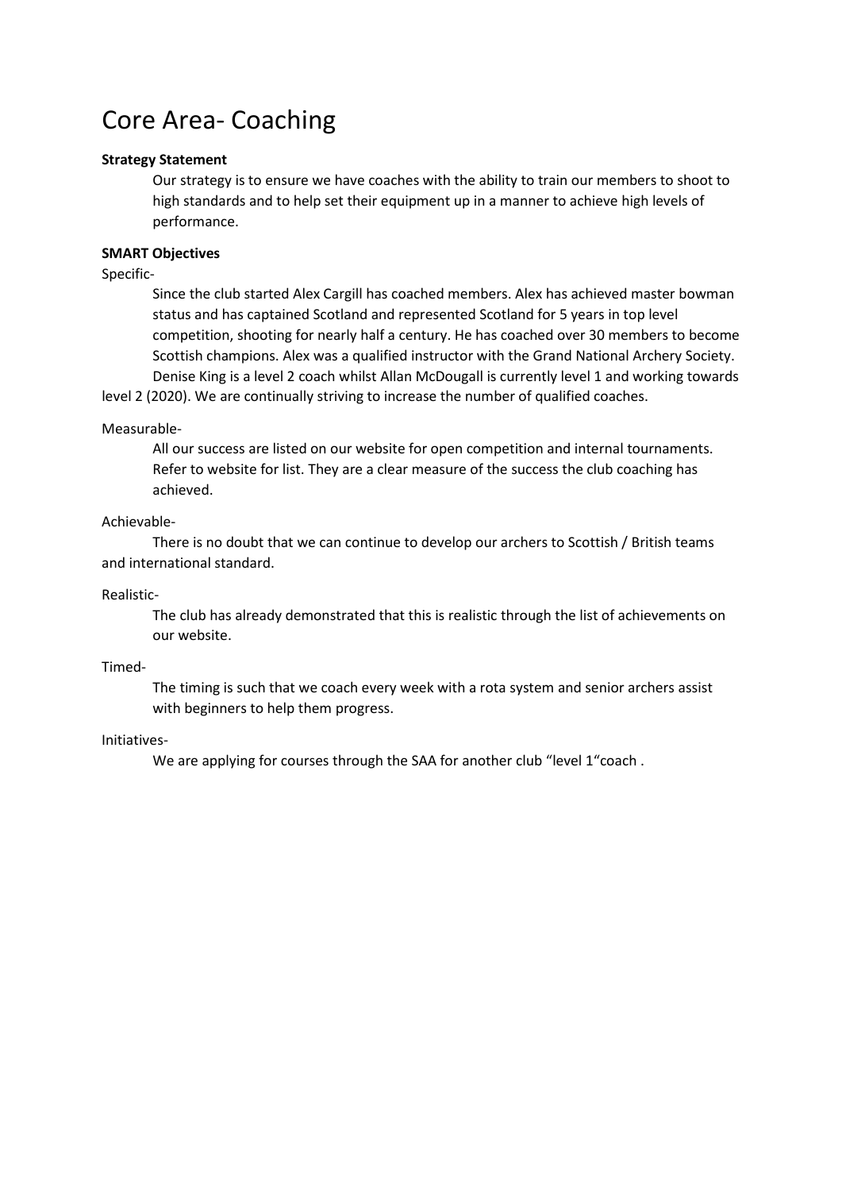# Core Area- Coaching

**Strategy Statement**

Our strategy is to ensure we have coaches with the ability to train our members to shoot to high standards and to help set their equipment up in a manner to achieve high levels of performance.

**SMART Objectives**

Specific-

Since the club started Alex Cargill has coached members. Alex has achieved master bowman status and has captained Scotland and represented Scotland for 5 years in top level competition, shooting for nearly half a century. He has coached over 30 members to become Scottish champions. Alex was a qualified instructor with the Grand National Archery Society.

Denise King is a level 2 coach whilst Allan McDougall is currently level 1 and working towards level 2 (2020). We are continually striving to increase the number of qualified coaches.

Measurable-

All our success are listed on our website for open competition and internal tournaments. Refer to website for list. They are a clear measure of the success the club coaching has achieved.

Achievable-

There is no doubt that we can continue to develop our archers to Scottish / British teams and international standard.

Realistic-

The club has already demonstrated that this is realistic through the list of achievements on our website.

Timed-

The timing is such that we coach every week with a rota system and senior archers assist with beginners to help them progress.

Initiatives-

We are applying for courses through the SAA for another club "level 1"coach .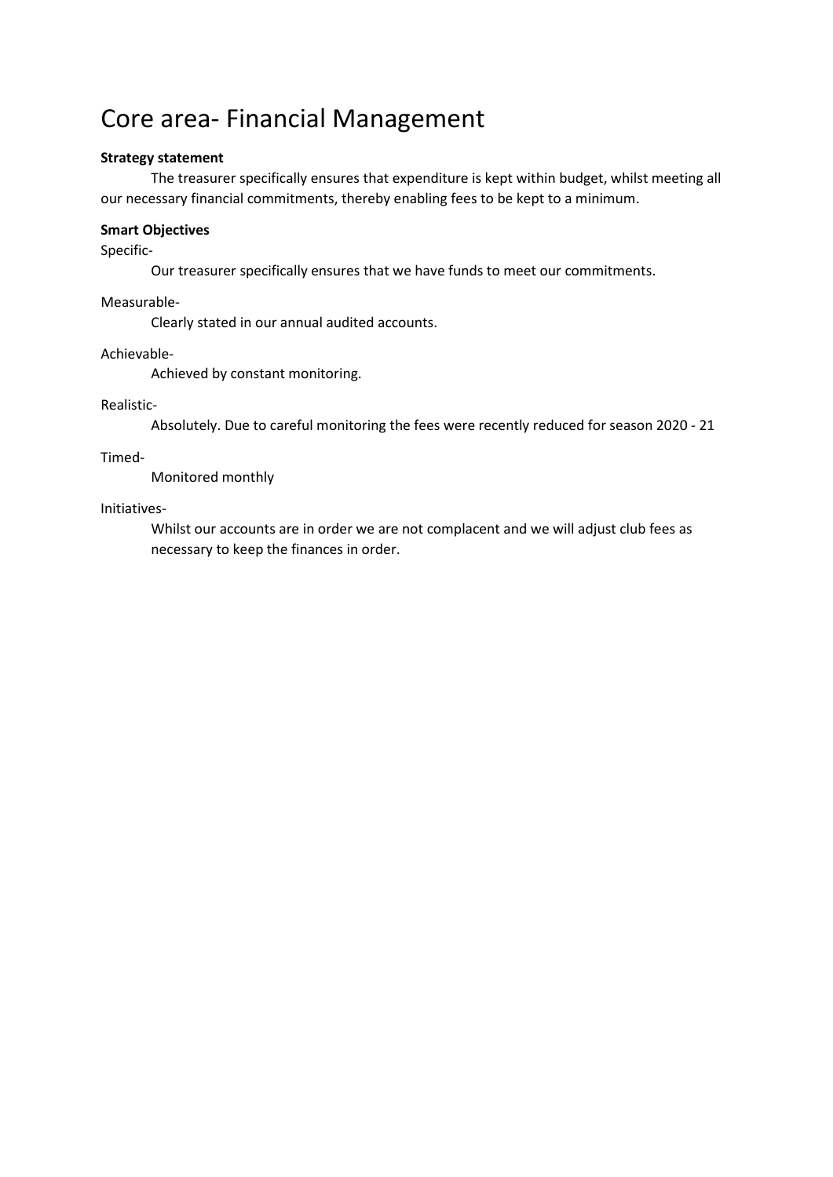# Core area- Financial Management

**Strategy statement**

The treasurer specifically ensures that expenditure is kept within budget, whilst meeting all our necessary financial commitments, thereby enabling fees to be kept to a minimum.

**Smart Objectives**

Specific-

Our treasurer specifically ensures that we have funds to meet our commitments.

Measurable-

Clearly stated in our annual audited accounts.

Achievable-

Achieved by constant monitoring.

Realistic-

Absolutely. Due to careful monitoring the fees were recently reduced for season 2020 - 21

Timed-

Monitored monthly

Initiatives-

Whilst our accounts are in order we are not complacent and we will adjust club fees as necessary to keep the finances in order.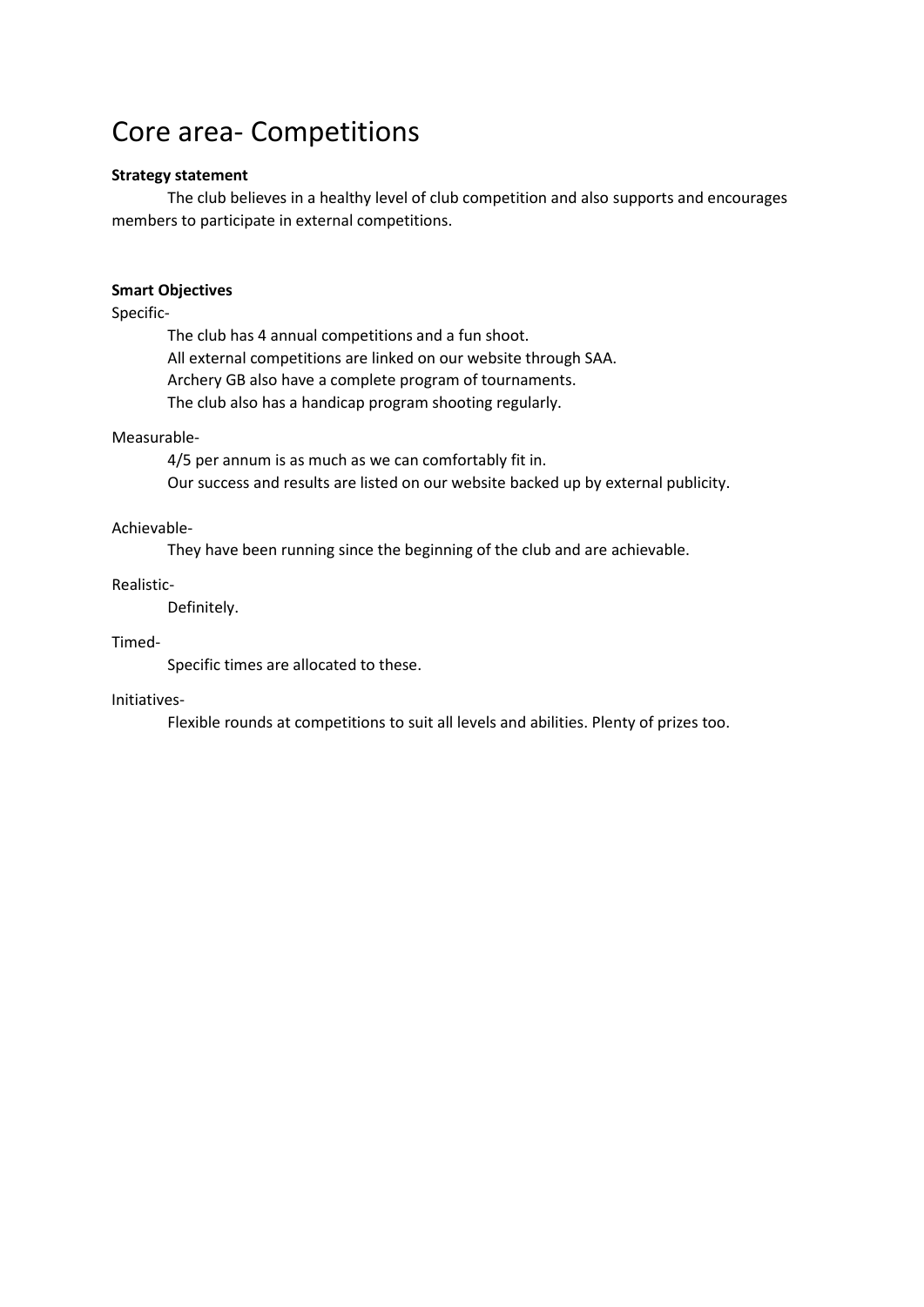# Core area- Competitions

**Strategy statement**

The club believes in a healthy level of club competition and also supports and encourages members to participate in external competitions.

**Smart Objectives**

Specific-

The club has 4 annual competitions and a fun shoot.
All external competitions are linked on our website through SAA.
Archery GB also have a complete program of tournaments.
The club also has a handicap program shooting regularly.

Measurable-

4/5 per annum is as much as we can comfortably fit in.
Our success and results are listed on our website backed up by external publicity.

Achievable-

They have been running since the beginning of the club and are achievable.

Realistic-

Definitely.

Timed-

Specific times are allocated to these.

Initiatives-

Flexible rounds at competitions to suit all levels and abilities. Plenty of prizes too.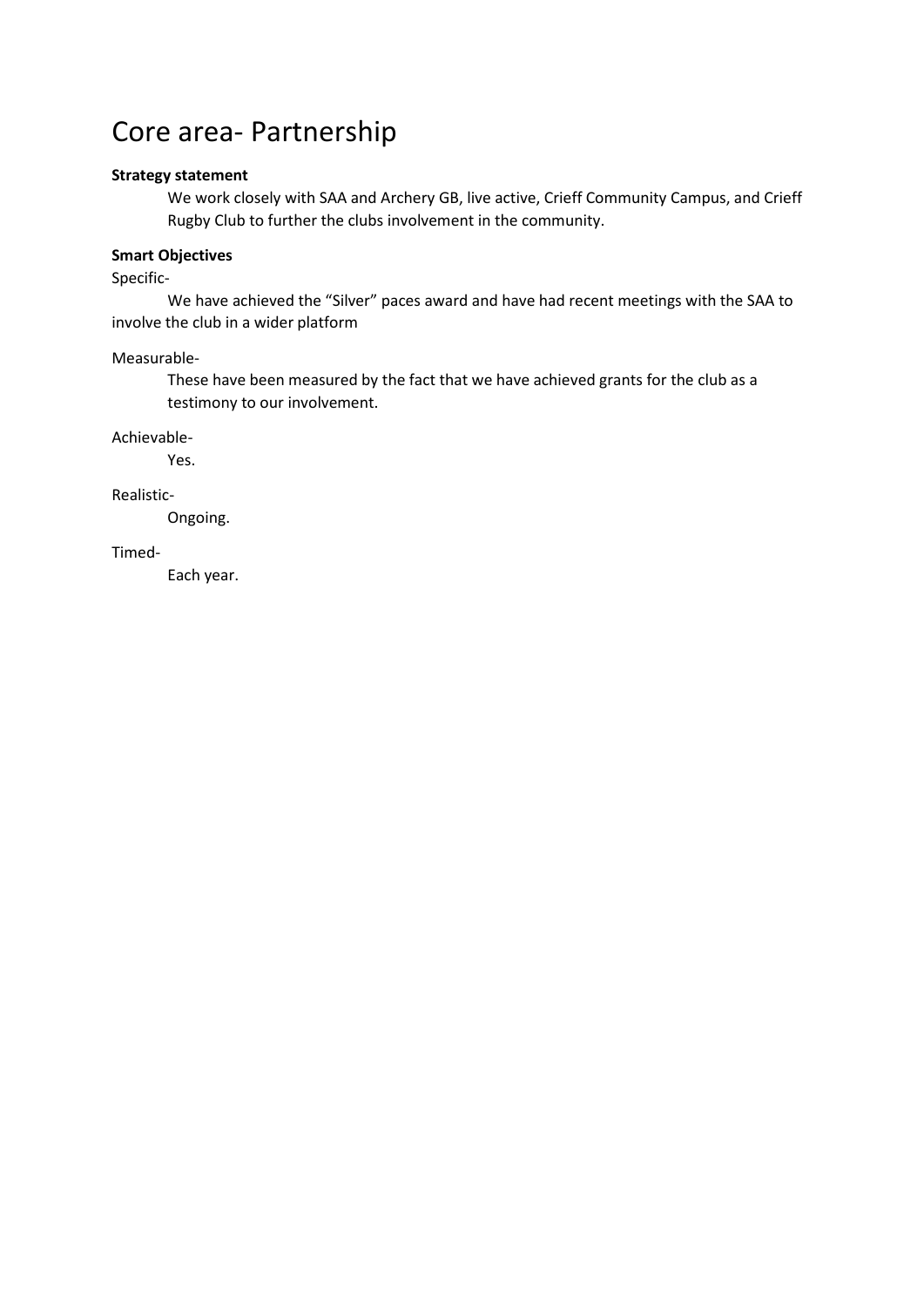# Core area- Partnership

**Strategy statement**

We work closely with SAA and Archery GB, live active, Crieff Community Campus, and Crieff Rugby Club to further the clubs involvement in the community.

**Smart Objectives**

Specific-

We have achieved the “Silver” paces award and have had recent meetings with the SAA to involve the club in a wider platform

Measurable-

These have been measured by the fact that we have achieved grants for the club as a testimony to our involvement.

Achievable-

Yes.

Realistic-

Ongoing.

Timed-

Each year.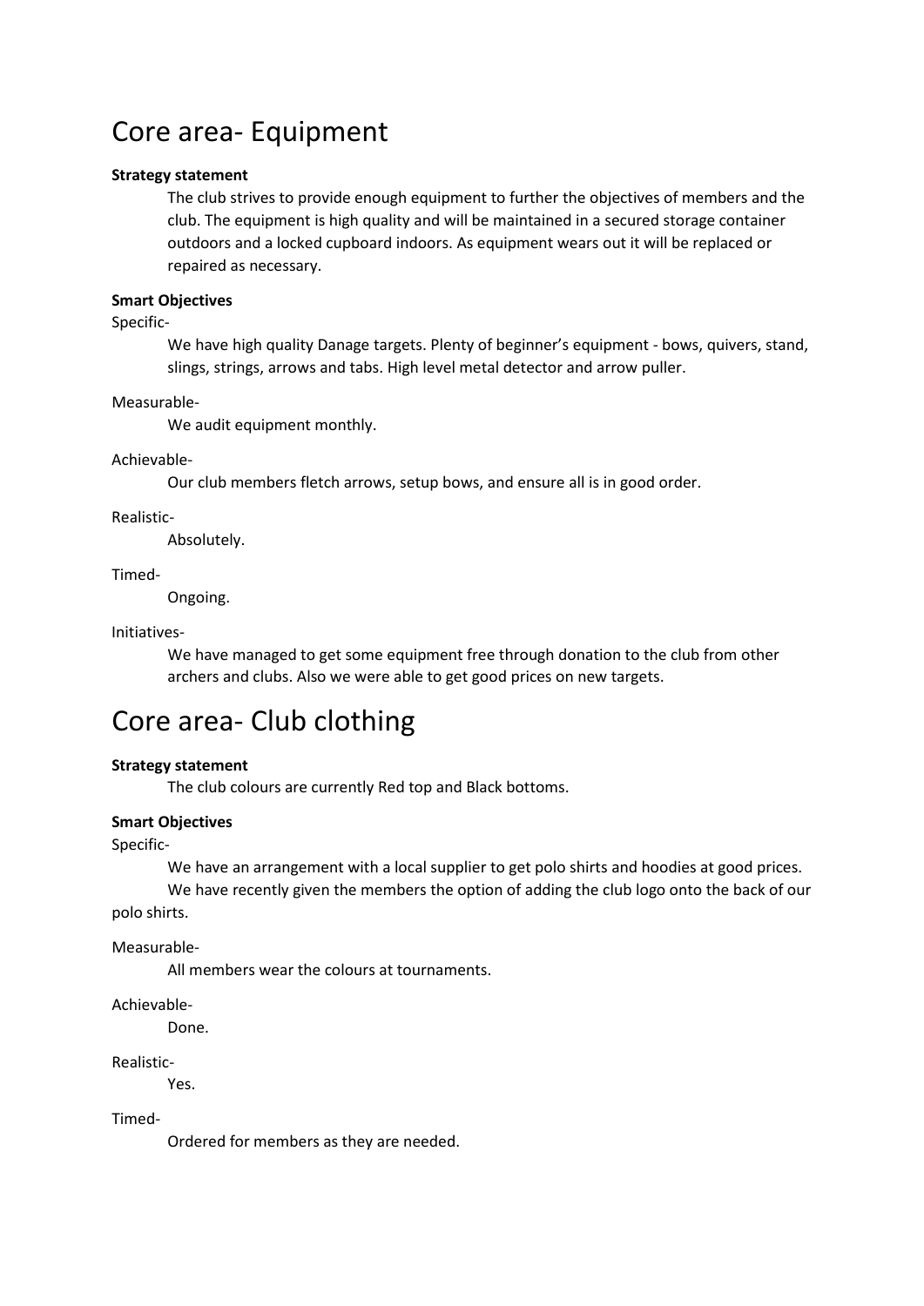# Core area- Equipment

**Strategy statement**

The club strives to provide enough equipment to further the objectives of members and the club. The equipment is high quality and will be maintained in a secured storage container outdoors and a locked cupboard indoors. As equipment wears out it will be replaced or repaired as necessary.

**Smart Objectives**

Specific-

We have high quality Danage targets. Plenty of beginner's equipment - bows, quivers, stand, slings, strings, arrows and tabs. High level metal detector and arrow puller.

Measurable-

We audit equipment monthly.

Achievable-

Our club members fletch arrows, setup bows, and ensure all is in good order.

Realistic-

Absolutely.

Timed-

Ongoing.

Initiatives-

We have managed to get some equipment free through donation to the club from other archers and clubs. Also we were able to get good prices on new targets.

# Core area- Club clothing

**Strategy statement**

The club colours are currently Red top and Black bottoms.

**Smart Objectives**

Specific-

We have an arrangement with a local supplier to get polo shirts and hoodies at good prices.
We have recently given the members the option of adding the club logo onto the back of our polo shirts.

Measurable-

All members wear the colours at tournaments.

Achievable-

Done.

Realistic-

Yes.

Timed-

Ordered for members as they are needed.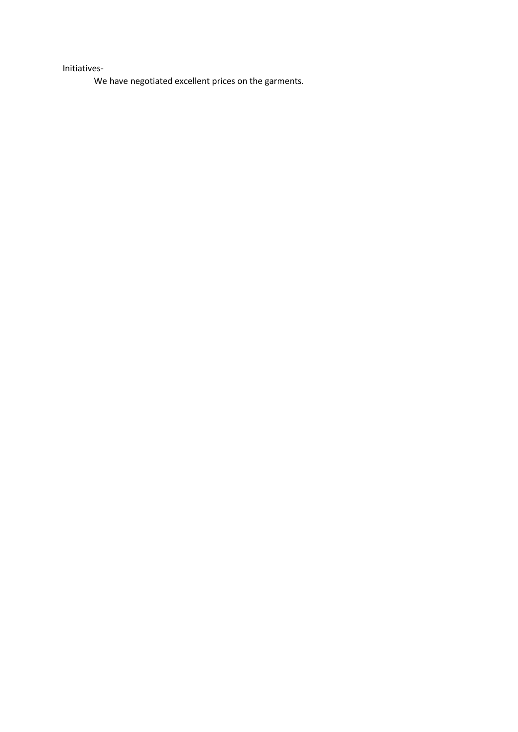Initiatives-

We have negotiated excellent prices on the garments.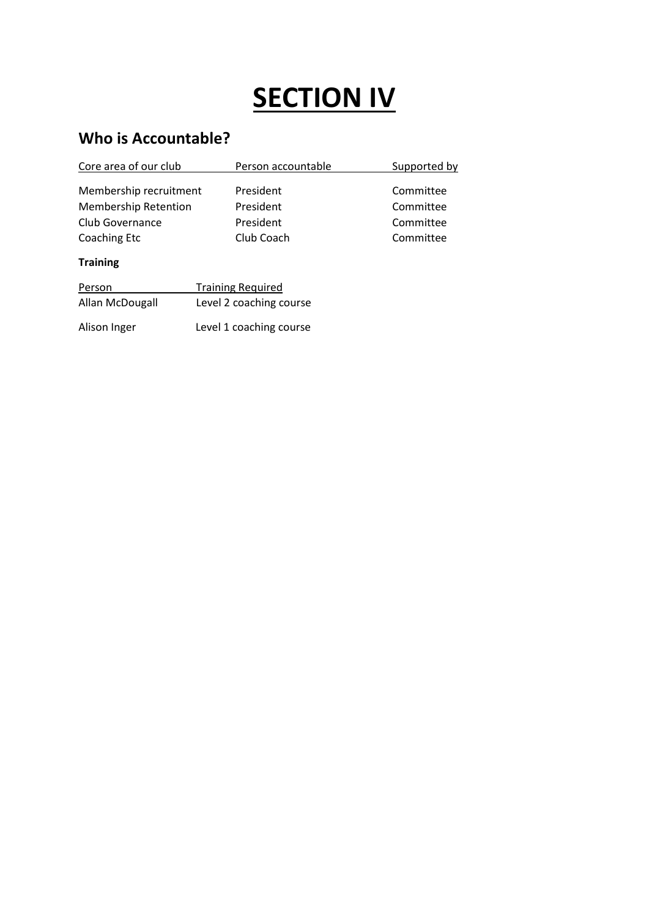# SECTION IV

## Who is Accountable?

| Core area of our club | Person accountable | Supported by |
|---|---|---|
| Membership recruitment | President | Committee |
| Membership Retention | President | Committee |
| Club Governance | President | Committee |
| Coaching Etc | Club Coach | Committee |

**Training**

| Person | Training Required |
|---|---|
| Allan McDougall | Level 2 coaching course |
| Alison Inger | Level 1 coaching course |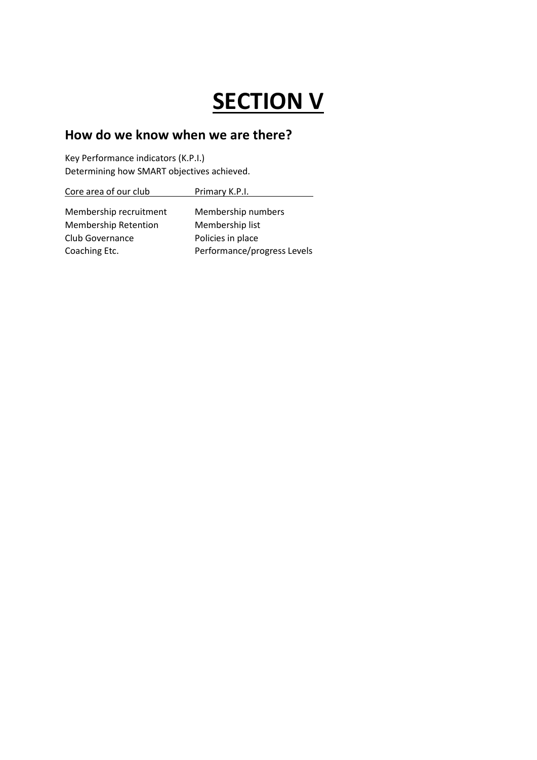# SECTION V

## How do we know when we are there?

Key Performance indicators (K.P.I.)
Determining how SMART objectives achieved.

| Core area of our club | Primary K.P.I. |
|---|---|
| Membership recruitment | Membership numbers |
| Membership Retention | Membership list |
| Club Governance | Policies in place |
| Coaching Etc. | Performance/progress Levels |